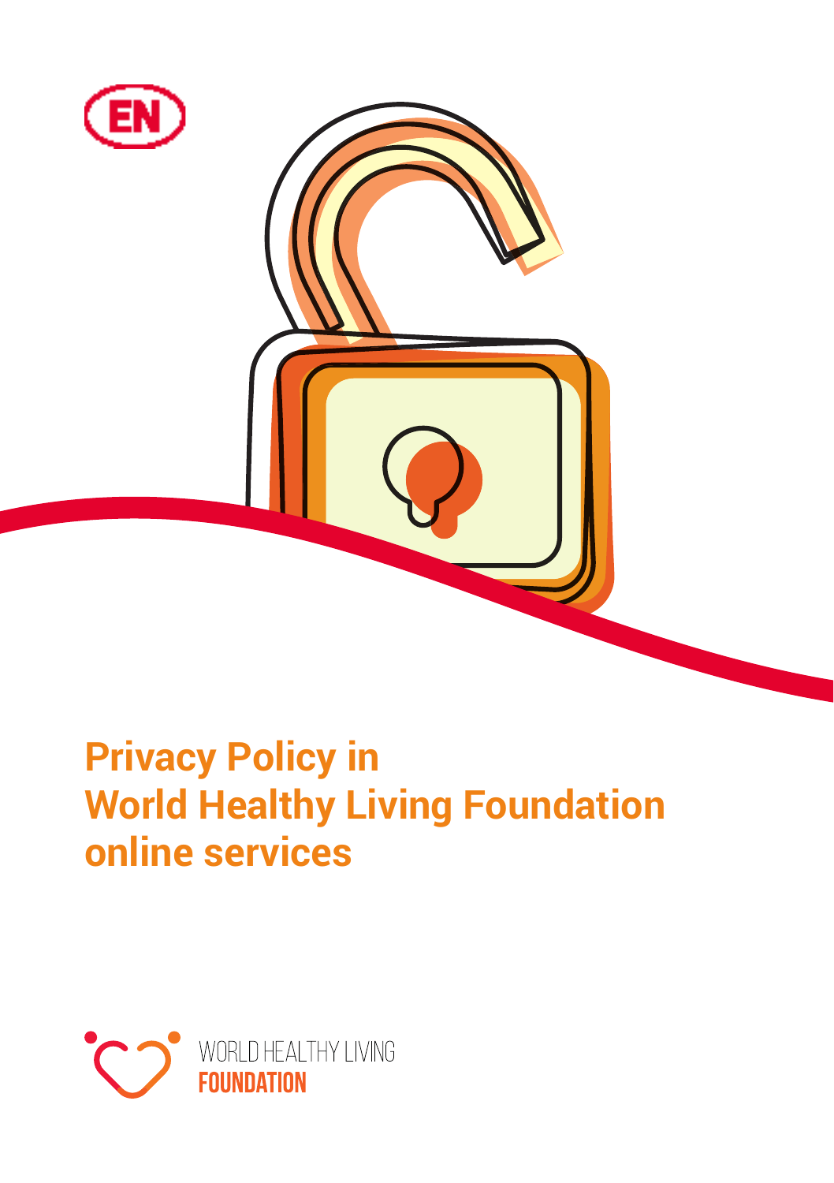EN

# Privacy Policy in World Healthy Living Foundation online services

WORLD HEALTHY LIVING
FOUNDATION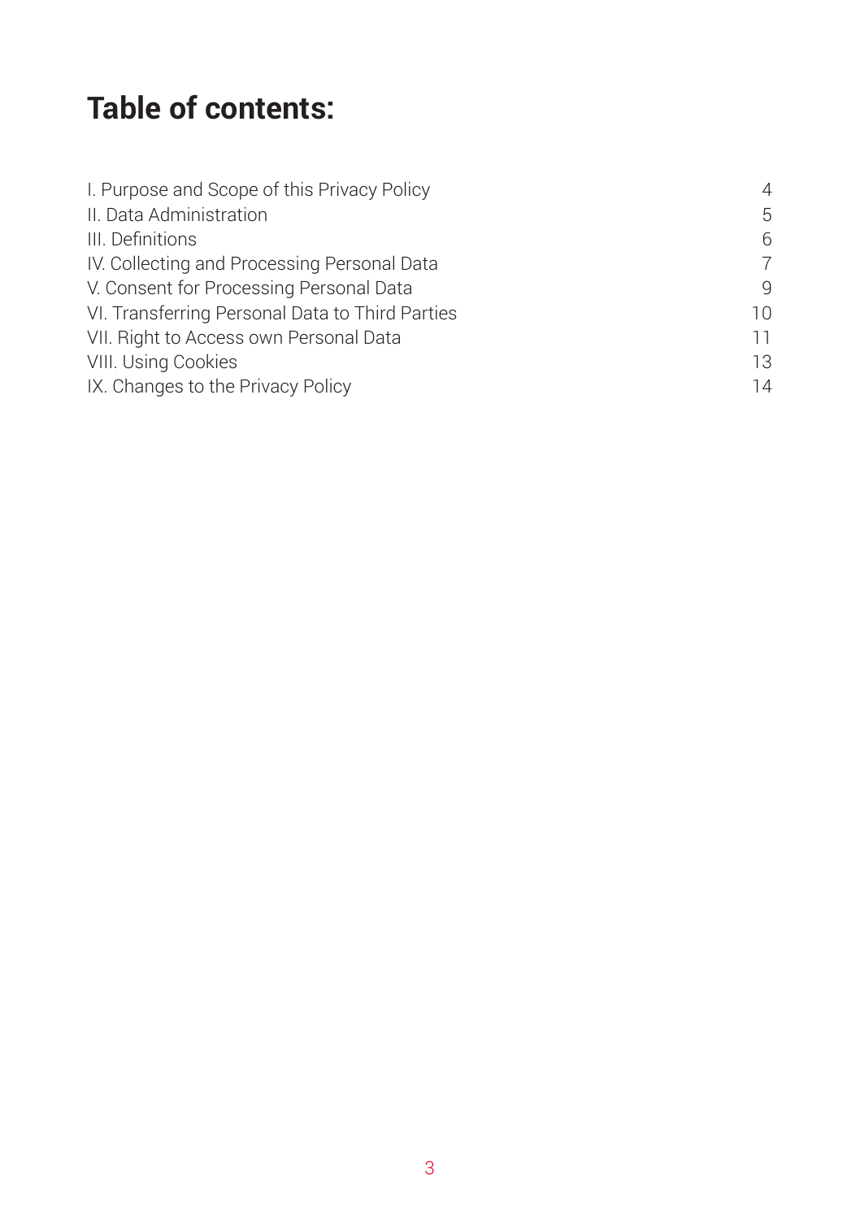# Table of contents:

| | |
|---|---|
| I. Purpose and Scope of this Privacy Policy | 4 |
| II. Data Administration | 5 |
| III. Definitions | 6 |
| IV. Collecting and Processing Personal Data | 7 |
| V. Consent for Processing Personal Data | 9 |
| VI. Transferring Personal Data to Third Parties | 10 |
| VII. Right to Access own Personal Data | 11 |
| VIII. Using Cookies | 13 |
| IX. Changes to the Privacy Policy | 14 |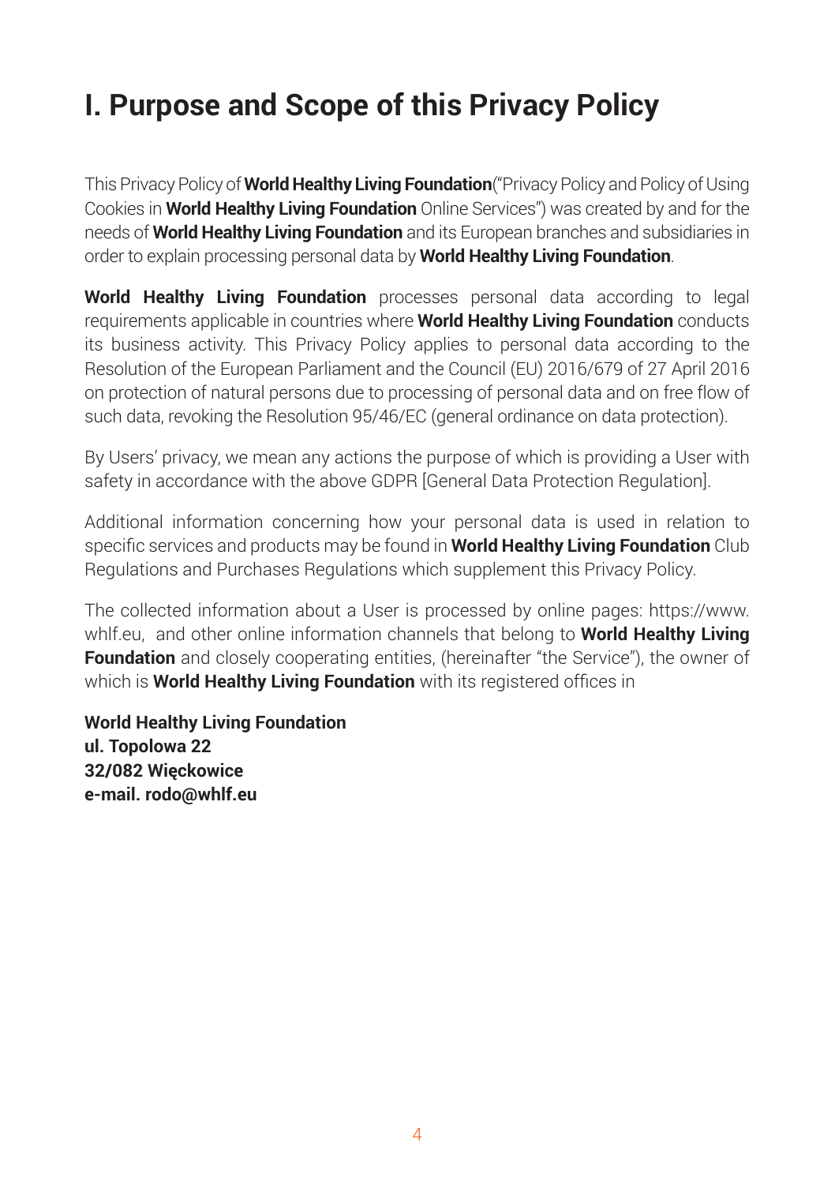# I. Purpose and Scope of this Privacy Policy

This Privacy Policy of **World Healthy Living Foundation**("Privacy Policy and Policy of Using Cookies in **World Healthy Living Foundation** Online Services") was created by and for the needs of **World Healthy Living Foundation** and its European branches and subsidiaries in order to explain processing personal data by **World Healthy Living Foundation**.

**World Healthy Living Foundation** processes personal data according to legal requirements applicable in countries where **World Healthy Living Foundation** conducts its business activity. This Privacy Policy applies to personal data according to the Resolution of the European Parliament and the Council (EU) 2016/679 of 27 April 2016 on protection of natural persons due to processing of personal data and on free flow of such data, revoking the Resolution 95/46/EC (general ordinance on data protection).

By Users' privacy, we mean any actions the purpose of which is providing a User with safety in accordance with the above GDPR [General Data Protection Regulation].

Additional information concerning how your personal data is used in relation to specific services and products may be found in **World Healthy Living Foundation** Club Regulations and Purchases Regulations which supplement this Privacy Policy.

The collected information about a User is processed by online pages: https://www.whlf.eu, and other online information channels that belong to **World Healthy Living Foundation** and closely cooperating entities, (hereinafter "the Service"), the owner of which is **World Healthy Living Foundation** with its registered offices in

**World Healthy Living Foundation**
**ul. Topolowa 22**
**32/082 Więckowice**
**e-mail. rodo@whlf.eu**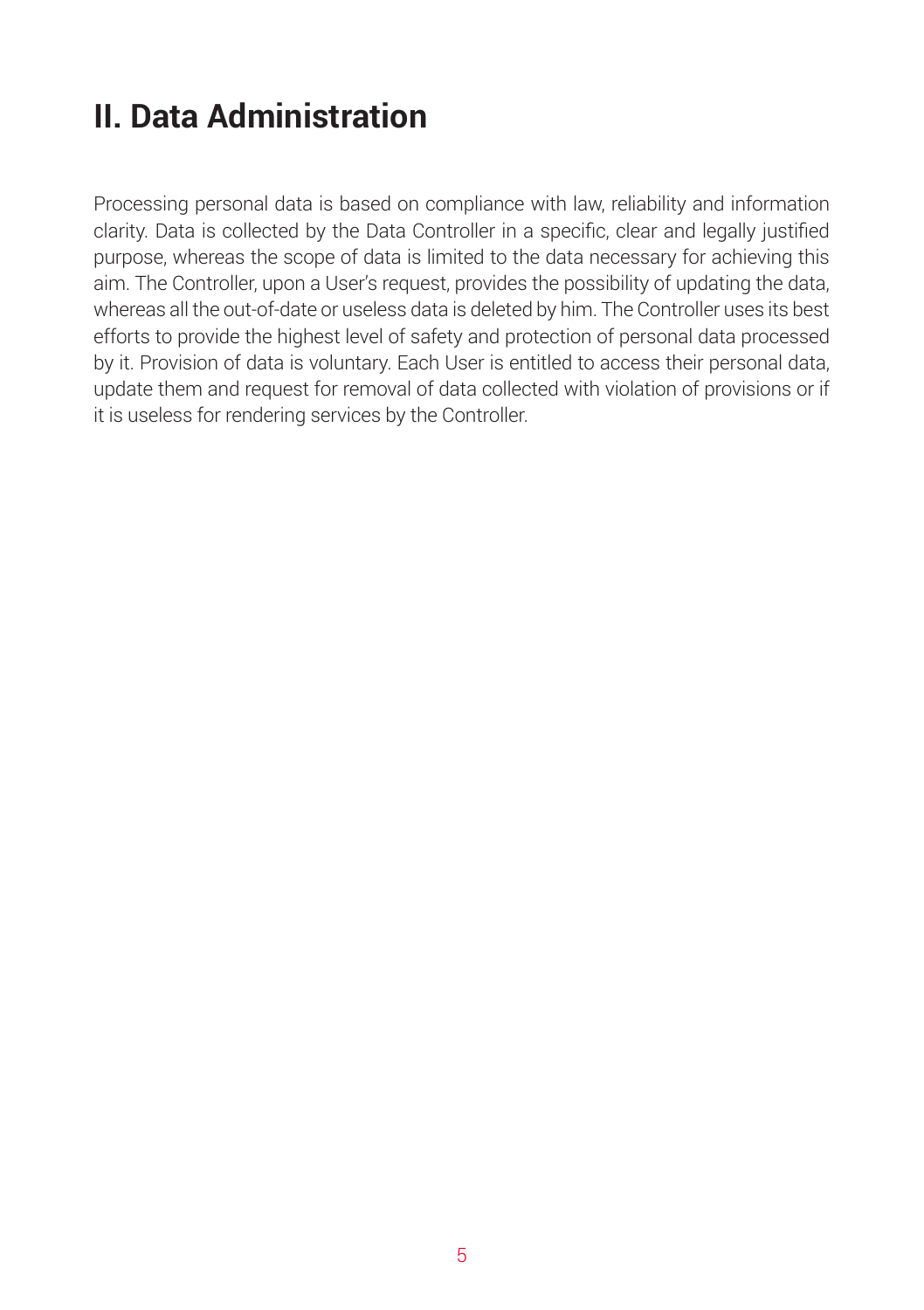## II. Data Administration

Processing personal data is based on compliance with law, reliability and information clarity. Data is collected by the Data Controller in a specific, clear and legally justified purpose, whereas the scope of data is limited to the data necessary for achieving this aim. The Controller, upon a User's request, provides the possibility of updating the data, whereas all the out-of-date or useless data is deleted by him. The Controller uses its best efforts to provide the highest level of safety and protection of personal data processed by it. Provision of data is voluntary. Each User is entitled to access their personal data, update them and request for removal of data collected with violation of provisions or if it is useless for rendering services by the Controller.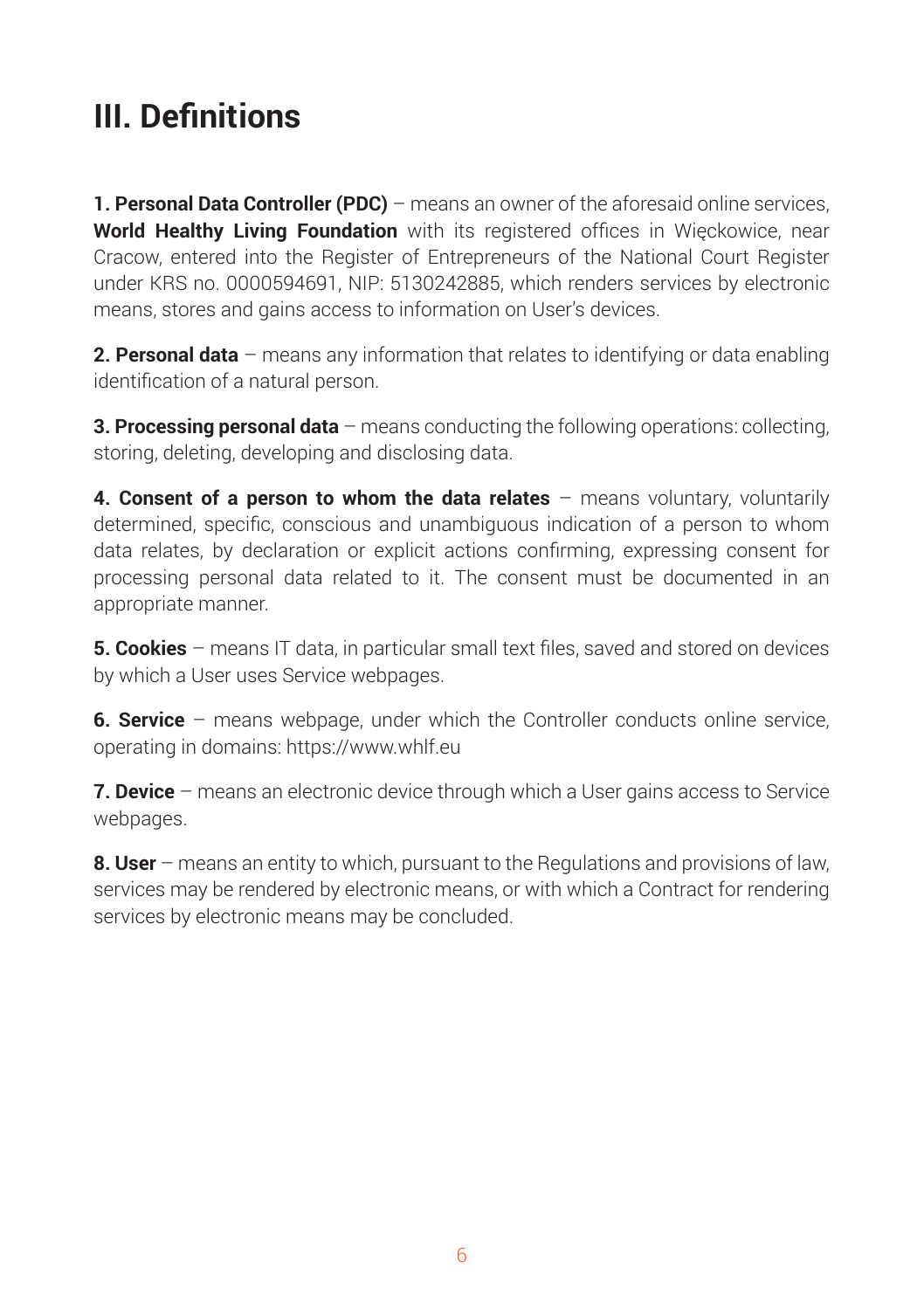# III. Definitions

**1. Personal Data Controller (PDC)** – means an owner of the aforesaid online services, **World Healthy Living Foundation** with its registered offices in Więckowice, near Cracow, entered into the Register of Entrepreneurs of the National Court Register under KRS no. 0000594691, NIP: 5130242885, which renders services by electronic means, stores and gains access to information on User's devices.

**2. Personal data** – means any information that relates to identifying or data enabling identification of a natural person.

**3. Processing personal data** – means conducting the following operations: collecting, storing, deleting, developing and disclosing data.

**4. Consent of a person to whom the data relates** – means voluntary, voluntarily determined, specific, conscious and unambiguous indication of a person to whom data relates, by declaration or explicit actions confirming, expressing consent for processing personal data related to it. The consent must be documented in an appropriate manner.

**5. Cookies** – means IT data, in particular small text files, saved and stored on devices by which a User uses Service webpages.

**6. Service** – means webpage, under which the Controller conducts online service, operating in domains: https://www.whlf.eu

**7. Device** – means an electronic device through which a User gains access to Service webpages.

**8. User** – means an entity to which, pursuant to the Regulations and provisions of law, services may be rendered by electronic means, or with which a Contract for rendering services by electronic means may be concluded.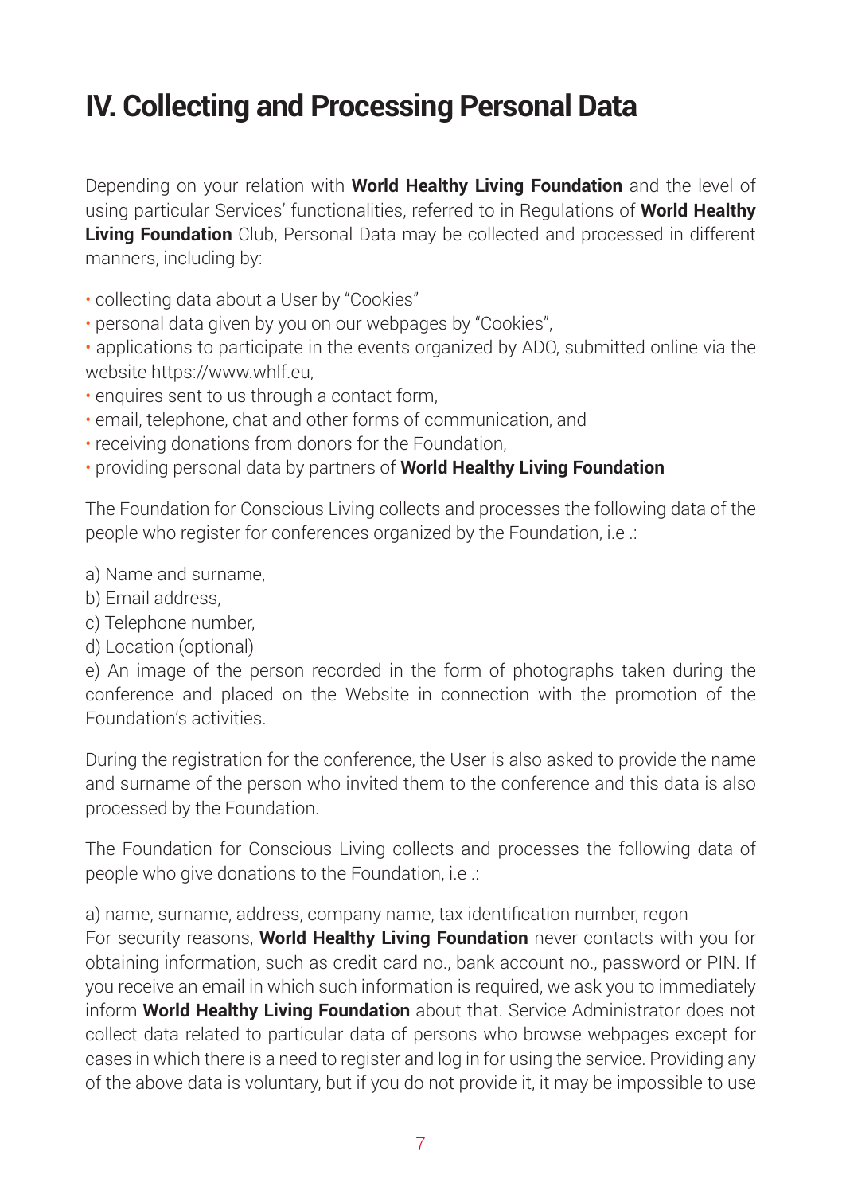# IV. Collecting and Processing Personal Data

Depending on your relation with **World Healthy Living Foundation** and the level of using particular Services' functionalities, referred to in Regulations of **World Healthy Living Foundation** Club, Personal Data may be collected and processed in different manners, including by:

- collecting data about a User by "Cookies"
- personal data given by you on our webpages by "Cookies",
- applications to participate in the events organized by ADO, submitted online via the website https://www.whlf.eu,
- enquires sent to us through a contact form,
- email, telephone, chat and other forms of communication, and
- receiving donations from donors for the Foundation,
- providing personal data by partners of **World Healthy Living Foundation**

The Foundation for Conscious Living collects and processes the following data of the people who register for conferences organized by the Foundation, i.e .:

a) Name and surname,
b) Email address,
c) Telephone number,
d) Location (optional)
e) An image of the person recorded in the form of photographs taken during the conference and placed on the Website in connection with the promotion of the Foundation's activities.

During the registration for the conference, the User is also asked to provide the name and surname of the person who invited them to the conference and this data is also processed by the Foundation.

The Foundation for Conscious Living collects and processes the following data of people who give donations to the Foundation, i.e .:

a) name, surname, address, company name, tax identification number, regon
For security reasons, **World Healthy Living Foundation** never contacts with you for obtaining information, such as credit card no., bank account no., password or PIN. If you receive an email in which such information is required, we ask you to immediately inform **World Healthy Living Foundation** about that. Service Administrator does not collect data related to particular data of persons who browse webpages except for cases in which there is a need to register and log in for using the service. Providing any of the above data is voluntary, but if you do not provide it, it may be impossible to use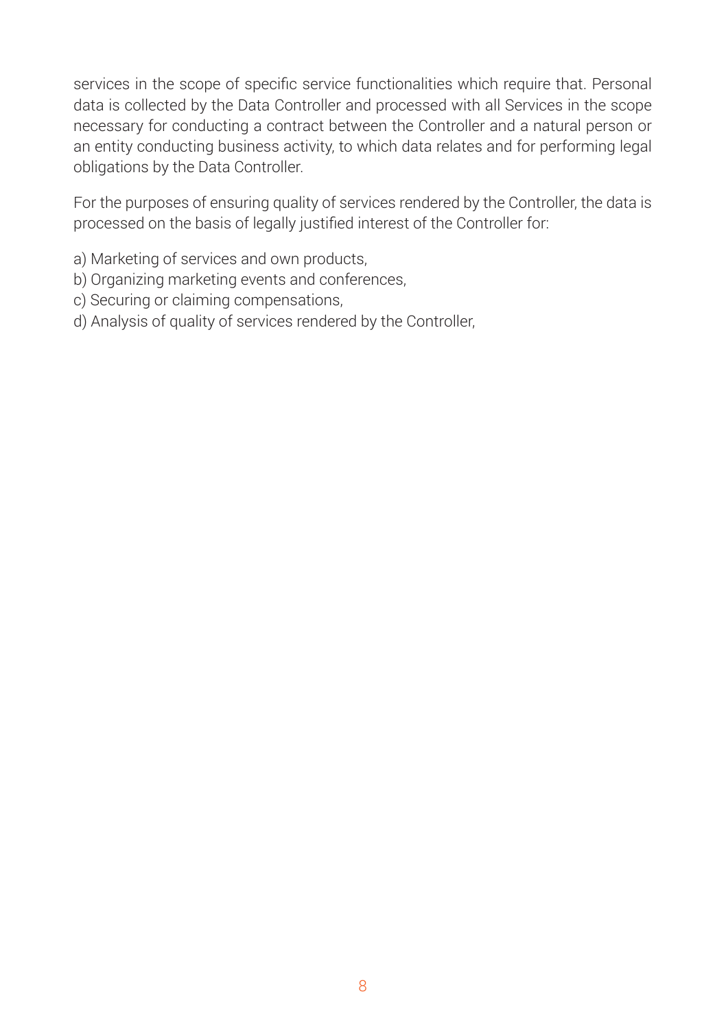services in the scope of specific service functionalities which require that. Personal data is collected by the Data Controller and processed with all Services in the scope necessary for conducting a contract between the Controller and a natural person or an entity conducting business activity, to which data relates and for performing legal obligations by the Data Controller.

For the purposes of ensuring quality of services rendered by the Controller, the data is processed on the basis of legally justified interest of the Controller for:

a) Marketing of services and own products,
b) Organizing marketing events and conferences,
c) Securing or claiming compensations,
d) Analysis of quality of services rendered by the Controller,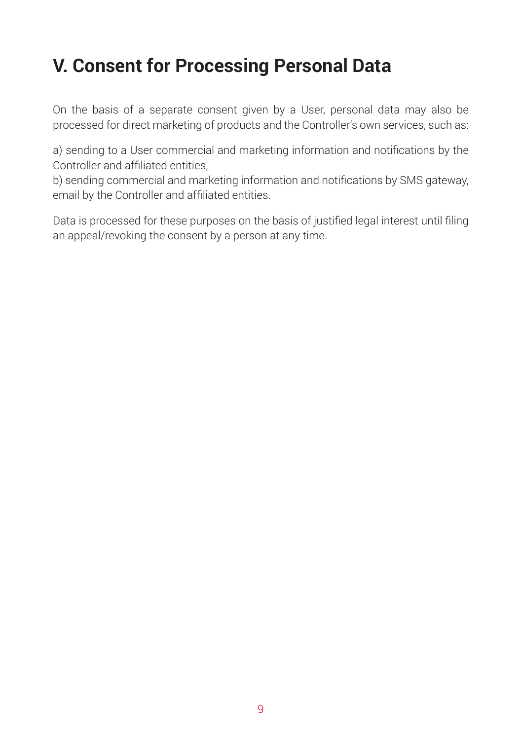# V. Consent for Processing Personal Data

On the basis of a separate consent given by a User, personal data may also be processed for direct marketing of products and the Controller's own services, such as:

a) sending to a User commercial and marketing information and notifications by the Controller and affiliated entities,
b) sending commercial and marketing information and notifications by SMS gateway, email by the Controller and affiliated entities.

Data is processed for these purposes on the basis of justified legal interest until filing an appeal/revoking the consent by a person at any time.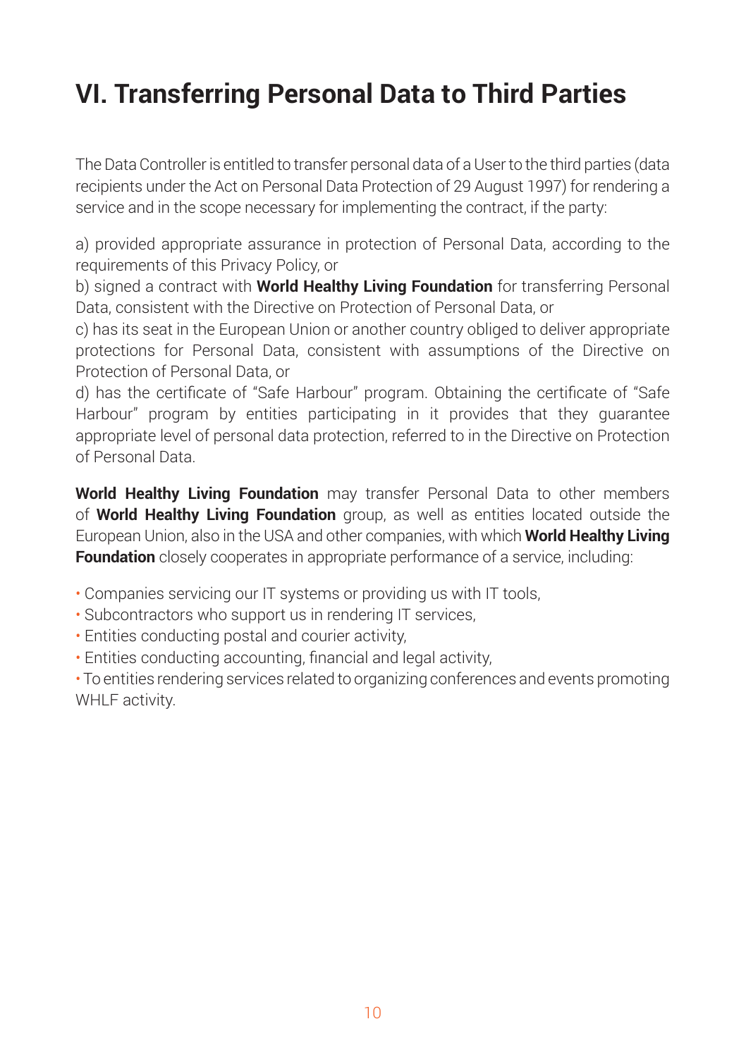# VI. Transferring Personal Data to Third Parties

The Data Controller is entitled to transfer personal data of a User to the third parties (data recipients under the Act on Personal Data Protection of 29 August 1997) for rendering a service and in the scope necessary for implementing the contract, if the party:

a) provided appropriate assurance in protection of Personal Data, according to the requirements of this Privacy Policy, or
b) signed a contract with **World Healthy Living Foundation** for transferring Personal Data, consistent with the Directive on Protection of Personal Data, or
c) has its seat in the European Union or another country obliged to deliver appropriate protections for Personal Data, consistent with assumptions of the Directive on Protection of Personal Data, or
d) has the certificate of "Safe Harbour" program. Obtaining the certificate of "Safe Harbour" program by entities participating in it provides that they guarantee appropriate level of personal data protection, referred to in the Directive on Protection of Personal Data.

**World Healthy Living Foundation** may transfer Personal Data to other members of **World Healthy Living Foundation** group, as well as entities located outside the European Union, also in the USA and other companies, with which **World Healthy Living Foundation** closely cooperates in appropriate performance of a service, including:

- Companies servicing our IT systems or providing us with IT tools,
- Subcontractors who support us in rendering IT services,
- Entities conducting postal and courier activity,
- Entities conducting accounting, financial and legal activity,
- To entities rendering services related to organizing conferences and events promoting WHLF activity.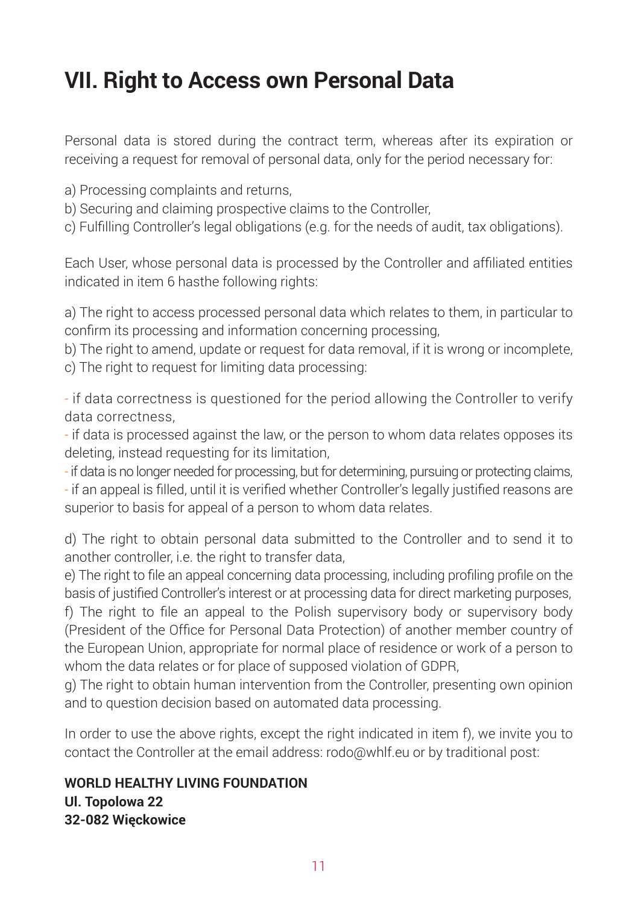# VII. Right to Access own Personal Data

Personal data is stored during the contract term, whereas after its expiration or receiving a request for removal of personal data, only for the period necessary for:

a) Processing complaints and returns,
b) Securing and claiming prospective claims to the Controller,
c) Fulfilling Controller's legal obligations (e.g. for the needs of audit, tax obligations).

Each User, whose personal data is processed by the Controller and affiliated entities indicated in item 6 hasthe following rights:

a) The right to access processed personal data which relates to them, in particular to confirm its processing and information concerning processing,
b) The right to amend, update or request for data removal, if it is wrong or incomplete,
c) The right to request for limiting data processing:

- if data correctness is questioned for the period allowing the Controller to verify data correctness,
- if data is processed against the law, or the person to whom data relates opposes its deleting, instead requesting for its limitation,
- if data is no longer needed for processing, but for determining, pursuing or protecting claims,
- if an appeal is filled, until it is verified whether Controller's legally justified reasons are superior to basis for appeal of a person to whom data relates.

d) The right to obtain personal data submitted to the Controller and to send it to another controller, i.e. the right to transfer data,
e) The right to file an appeal concerning data processing, including profiling profile on the basis of justified Controller's interest or at processing data for direct marketing purposes,
f) The right to file an appeal to the Polish supervisory body or supervisory body (President of the Office for Personal Data Protection) of another member country of the European Union, appropriate for normal place of residence or work of a person to whom the data relates or for place of supposed violation of GDPR,
g) The right to obtain human intervention from the Controller, presenting own opinion and to question decision based on automated data processing.

In order to use the above rights, except the right indicated in item f), we invite you to contact the Controller at the email address: rodo@whlf.eu or by traditional post:

**WORLD HEALTHY LIVING FOUNDATION**
**Ul. Topolowa 22**
**32-082 Więckowice**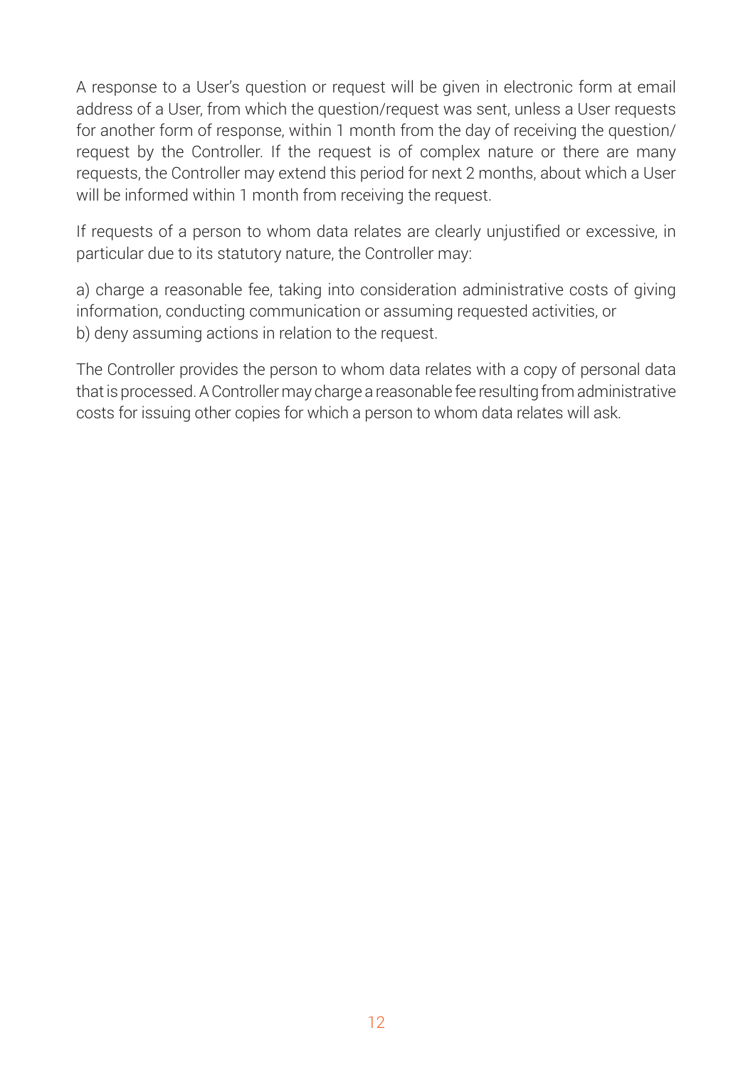A response to a User's question or request will be given in electronic form at email address of a User, from which the question/request was sent, unless a User requests for another form of response, within 1 month from the day of receiving the question/request by the Controller. If the request is of complex nature or there are many requests, the Controller may extend this period for next 2 months, about which a User will be informed within 1 month from receiving the request.

If requests of a person to whom data relates are clearly unjustified or excessive, in particular due to its statutory nature, the Controller may:

a) charge a reasonable fee, taking into consideration administrative costs of giving information, conducting communication or assuming requested activities, or
b) deny assuming actions in relation to the request.

The Controller provides the person to whom data relates with a copy of personal data that is processed. A Controller may charge a reasonable fee resulting from administrative costs for issuing other copies for which a person to whom data relates will ask.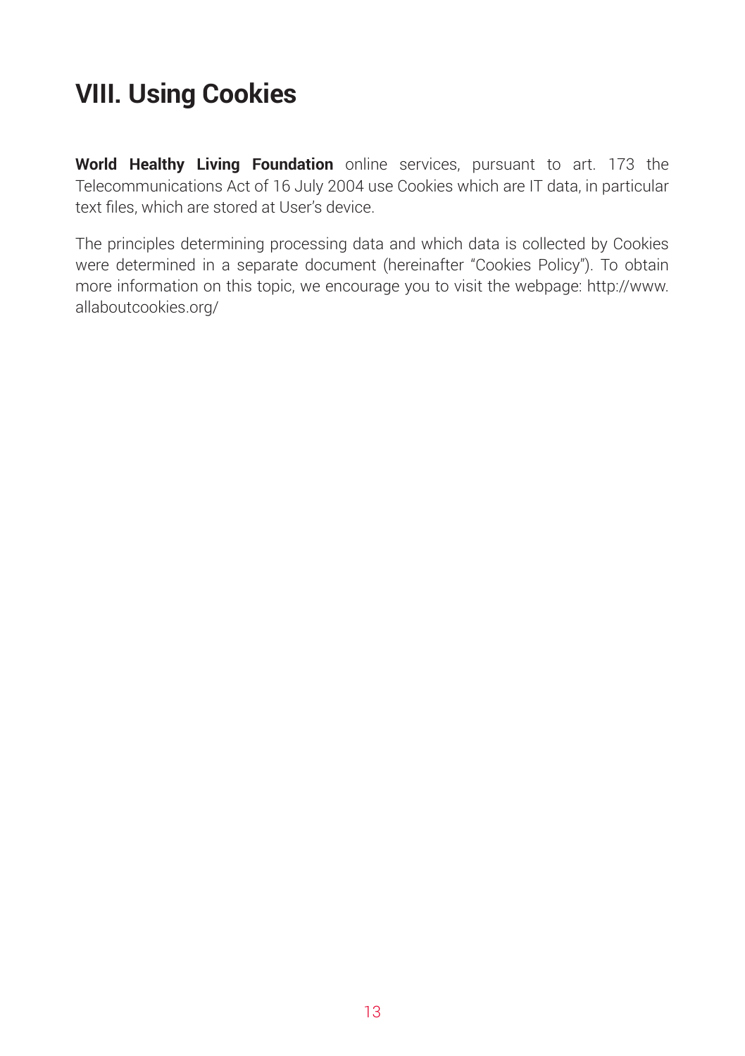# VIII. Using Cookies

**World Healthy Living Foundation** online services, pursuant to art. 173 the Telecommunications Act of 16 July 2004 use Cookies which are IT data, in particular text files, which are stored at User's device.

The principles determining processing data and which data is collected by Cookies were determined in a separate document (hereinafter "Cookies Policy"). To obtain more information on this topic, we encourage you to visit the webpage: http://www.allaboutcookies.org/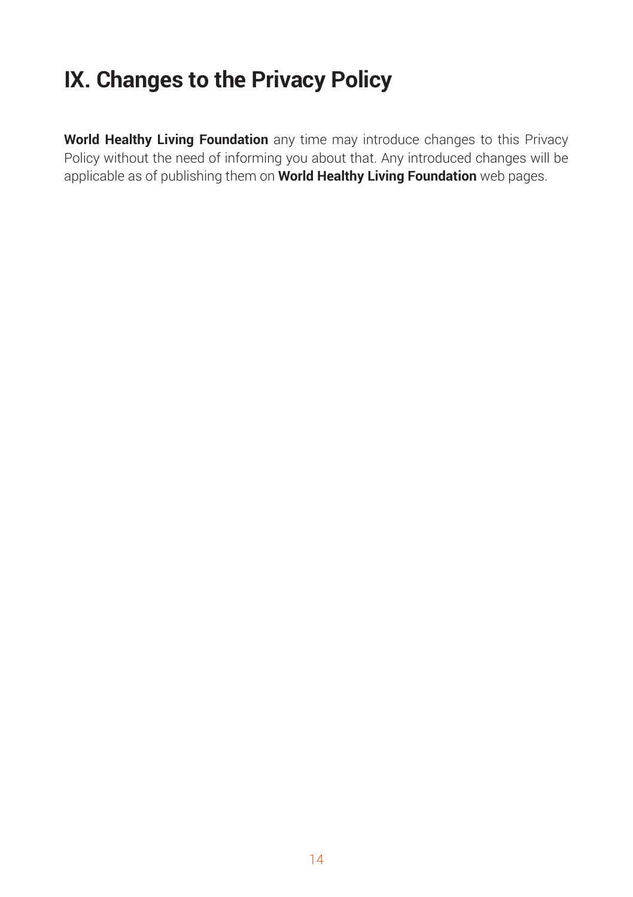# IX. Changes to the Privacy Policy

**World Healthy Living Foundation** any time may introduce changes to this Privacy Policy without the need of informing you about that. Any introduced changes will be applicable as of publishing them on **World Healthy Living Foundation** web pages.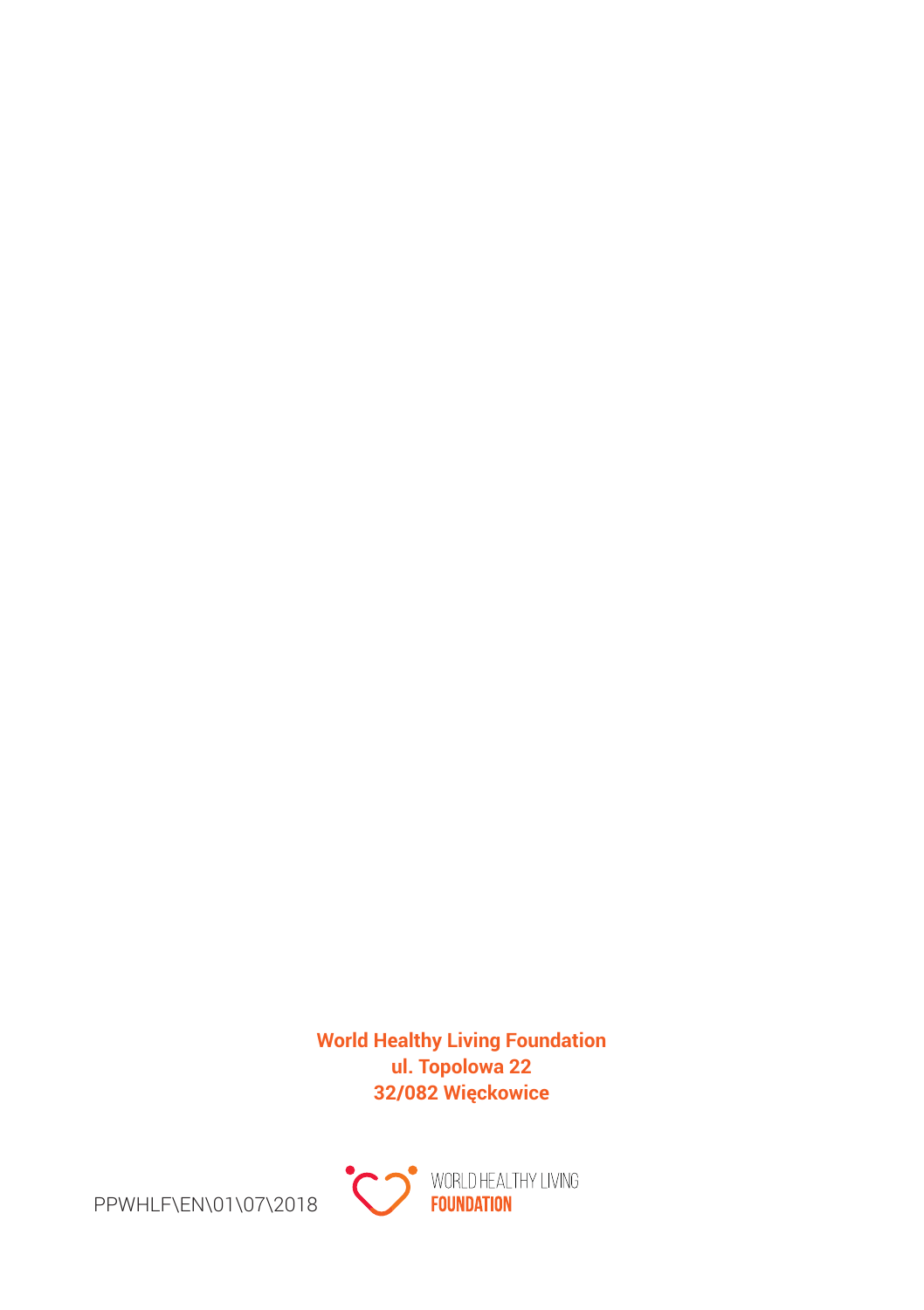**World Healthy Living Foundation**
**ul. Topolowa 22**
**32/082 Więckowice**

PPWHLF\EN\01\07\2018

WORLD HEALTHY LIVING
**FOUNDATION**